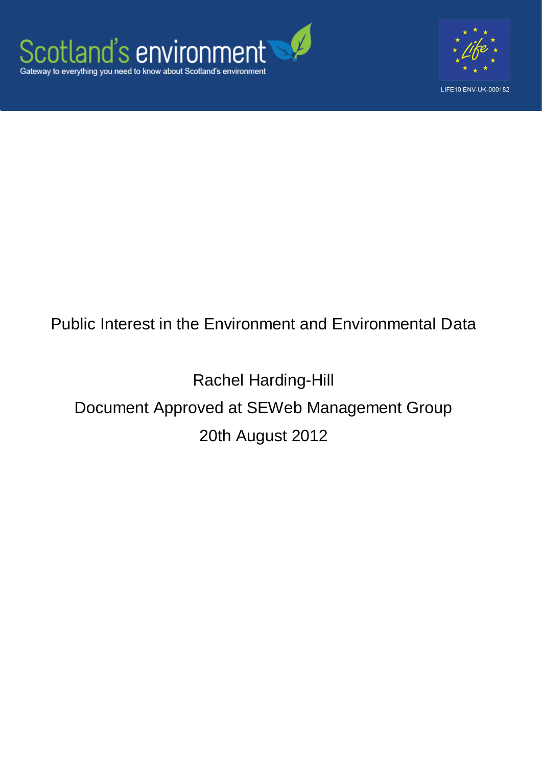Scotland's environment

Gateway to everything you need to know about Scotland's environment

LIFE10 ENV-UK-000182

# Public Interest in the Environment and Environmental Data

Rachel Harding-Hill

Document Approved at SEWeb Management Group

20th August 2012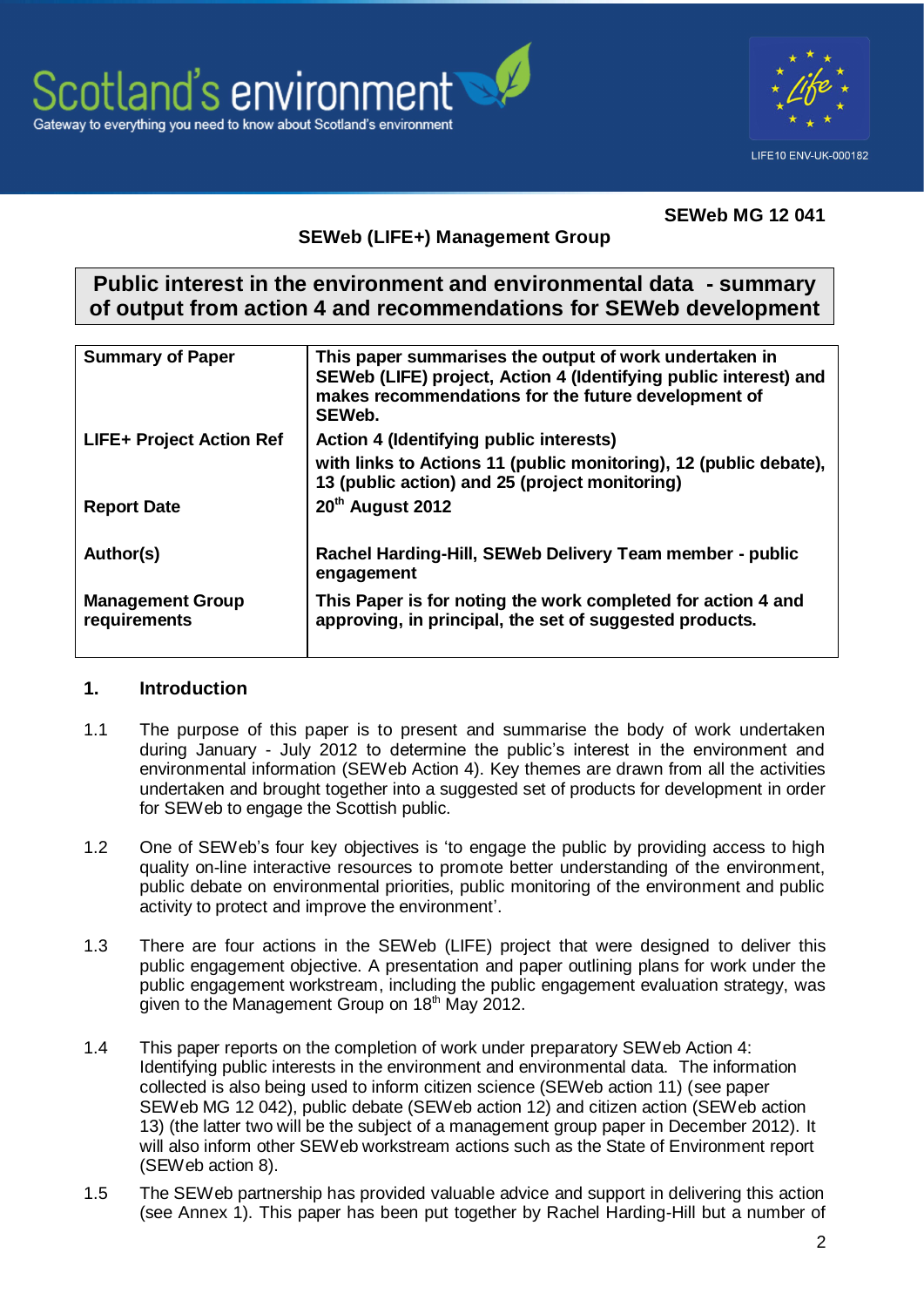Scotland's environment
Gateway to everything you need to know about Scotland's environment

LIFE10 ENV-UK-000182

**SEWeb MG 12 041**

**SEWeb (LIFE+) Management Group**

## Public interest in the environment and environmental data - summary of output from action 4 and recommendations for SEWeb development

| | |
|---|---|
| **Summary of Paper** | **This paper summarises the output of work undertaken in SEWeb (LIFE) project, Action 4 (Identifying public interest) and makes recommendations for the future development of SEWeb.** |
| **LIFE+ Project Action Ref** | **Action 4 (Identifying public interests)** **with links to Actions 11 (public monitoring), 12 (public debate), 13 (public action) and 25 (project monitoring)** |
| **Report Date** | **20th August 2012** |
| **Author(s)** | **Rachel Harding-Hill, SEWeb Delivery Team member - public engagement** |
| **Management Group requirements** | **This Paper is for noting the work completed for action 4 and approving, in principal, the set of suggested products.** |

### 1. Introduction

1.1 The purpose of this paper is to present and summarise the body of work undertaken during January - July 2012 to determine the public's interest in the environment and environmental information (SEWeb Action 4). Key themes are drawn from all the activities undertaken and brought together into a suggested set of products for development in order for SEWeb to engage the Scottish public.

1.2 One of SEWeb's four key objectives is 'to engage the public by providing access to high quality on-line interactive resources to promote better understanding of the environment, public debate on environmental priorities, public monitoring of the environment and public activity to protect and improve the environment'.

1.3 There are four actions in the SEWeb (LIFE) project that were designed to deliver this public engagement objective. A presentation and paper outlining plans for work under the public engagement workstream, including the public engagement evaluation strategy, was given to the Management Group on 18th May 2012.

1.4 This paper reports on the completion of work under preparatory SEWeb Action 4: Identifying public interests in the environment and environmental data. The information collected is also being used to inform citizen science (SEWeb action 11) (see paper SEWeb MG 12 042), public debate (SEWeb action 12) and citizen action (SEWeb action 13) (the latter two will be the subject of a management group paper in December 2012). It will also inform other SEWeb workstream actions such as the State of Environment report (SEWeb action 8).

1.5 The SEWeb partnership has provided valuable advice and support in delivering this action (see Annex 1). This paper has been put together by Rachel Harding-Hill but a number of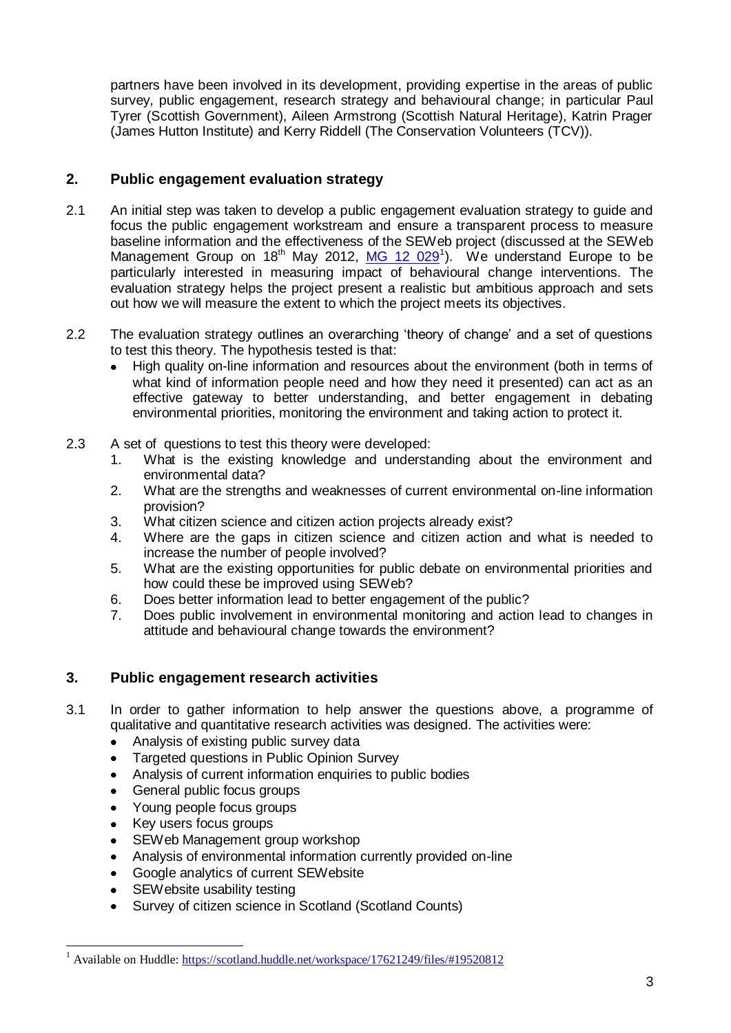partners have been involved in its development, providing expertise in the areas of public survey, public engagement, research strategy and behavioural change; in particular Paul Tyrer (Scottish Government), Aileen Armstrong (Scottish Natural Heritage), Katrin Prager (James Hutton Institute) and Kerry Riddell (The Conservation Volunteers (TCV)).

## 2. Public engagement evaluation strategy

2.1 An initial step was taken to develop a public engagement evaluation strategy to guide and focus the public engagement workstream and ensure a transparent process to measure baseline information and the effectiveness of the SEWeb project (discussed at the SEWeb Management Group on 18th May 2012, MG 12 029[1]). We understand Europe to be particularly interested in measuring impact of behavioural change interventions. The evaluation strategy helps the project present a realistic but ambitious approach and sets out how we will measure the extent to which the project meets its objectives.

2.2 The evaluation strategy outlines an overarching 'theory of change' and a set of questions to test this theory. The hypothesis tested is that:

- High quality on-line information and resources about the environment (both in terms of what kind of information people need and how they need it presented) can act as an effective gateway to better understanding, and better engagement in debating environmental priorities, monitoring the environment and taking action to protect it.

2.3 A set of questions to test this theory were developed:

1. What is the existing knowledge and understanding about the environment and environmental data?
2. What are the strengths and weaknesses of current environmental on-line information provision?
3. What citizen science and citizen action projects already exist?
4. Where are the gaps in citizen science and citizen action and what is needed to increase the number of people involved?
5. What are the existing opportunities for public debate on environmental priorities and how could these be improved using SEWeb?
6. Does better information lead to better engagement of the public?
7. Does public involvement in environmental monitoring and action lead to changes in attitude and behavioural change towards the environment?

## 3. Public engagement research activities

3.1 In order to gather information to help answer the questions above, a programme of qualitative and quantitative research activities was designed. The activities were:

- Analysis of existing public survey data
- Targeted questions in Public Opinion Survey
- Analysis of current information enquiries to public bodies
- General public focus groups
- Young people focus groups
- Key users focus groups
- SEWeb Management group workshop
- Analysis of environmental information currently provided on-line
- Google analytics of current SEWebsite
- SEWebsite usability testing
- Survey of citizen science in Scotland (Scotland Counts)

---

[1] Available on Huddle: https://scotland.huddle.net/workspace/17621249/files/#19520812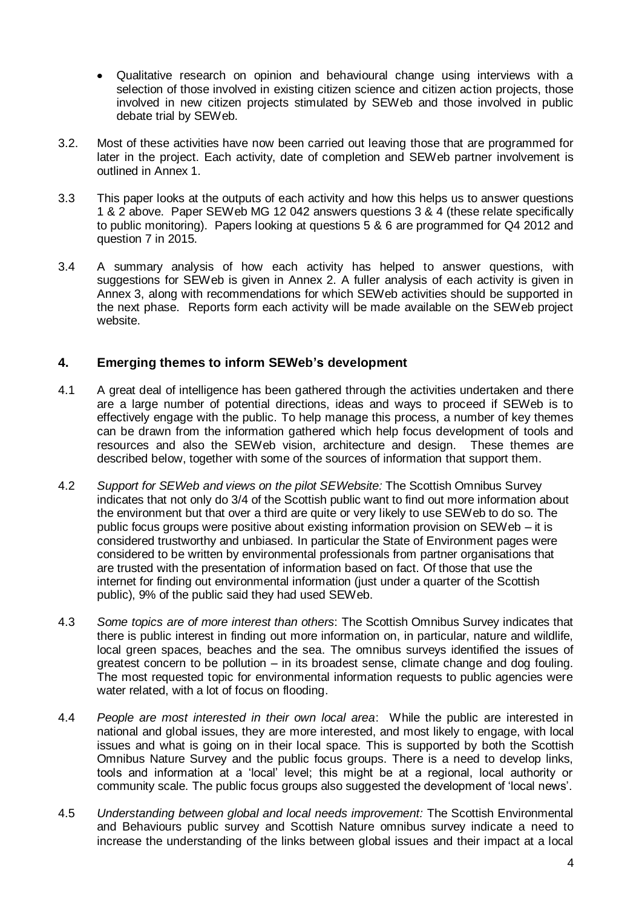- Qualitative research on opinion and behavioural change using interviews with a selection of those involved in existing citizen science and citizen action projects, those involved in new citizen projects stimulated by SEWeb and those involved in public debate trial by SEWeb.

3.2. Most of these activities have now been carried out leaving those that are programmed for later in the project. Each activity, date of completion and SEWeb partner involvement is outlined in Annex 1.

3.3 This paper looks at the outputs of each activity and how this helps us to answer questions 1 & 2 above. Paper SEWeb MG 12 042 answers questions 3 & 4 (these relate specifically to public monitoring). Papers looking at questions 5 & 6 are programmed for Q4 2012 and question 7 in 2015.

3.4 A summary analysis of how each activity has helped to answer questions, with suggestions for SEWeb is given in Annex 2. A fuller analysis of each activity is given in Annex 3, along with recommendations for which SEWeb activities should be supported in the next phase. Reports form each activity will be made available on the SEWeb project website.

## 4. Emerging themes to inform SEWeb's development

4.1 A great deal of intelligence has been gathered through the activities undertaken and there are a large number of potential directions, ideas and ways to proceed if SEWeb is to effectively engage with the public. To help manage this process, a number of key themes can be drawn from the information gathered which help focus development of tools and resources and also the SEWeb vision, architecture and design. These themes are described below, together with some of the sources of information that support them.

4.2 *Support for SEWeb and views on the pilot SEWebsite:* The Scottish Omnibus Survey indicates that not only do 3/4 of the Scottish public want to find out more information about the environment but that over a third are quite or very likely to use SEWeb to do so. The public focus groups were positive about existing information provision on SEWeb – it is considered trustworthy and unbiased. In particular the State of Environment pages were considered to be written by environmental professionals from partner organisations that are trusted with the presentation of information based on fact. Of those that use the internet for finding out environmental information (just under a quarter of the Scottish public), 9% of the public said they had used SEWeb.

4.3 *Some topics are of more interest than others*: The Scottish Omnibus Survey indicates that there is public interest in finding out more information on, in particular, nature and wildlife, local green spaces, beaches and the sea. The omnibus surveys identified the issues of greatest concern to be pollution – in its broadest sense, climate change and dog fouling. The most requested topic for environmental information requests to public agencies were water related, with a lot of focus on flooding.

4.4 *People are most interested in their own local area*: While the public are interested in national and global issues, they are more interested, and most likely to engage, with local issues and what is going on in their local space. This is supported by both the Scottish Omnibus Nature Survey and the public focus groups. There is a need to develop links, tools and information at a 'local' level; this might be at a regional, local authority or community scale. The public focus groups also suggested the development of 'local news'.

4.5 *Understanding between global and local needs improvement:* The Scottish Environmental and Behaviours public survey and Scottish Nature omnibus survey indicate a need to increase the understanding of the links between global issues and their impact at a local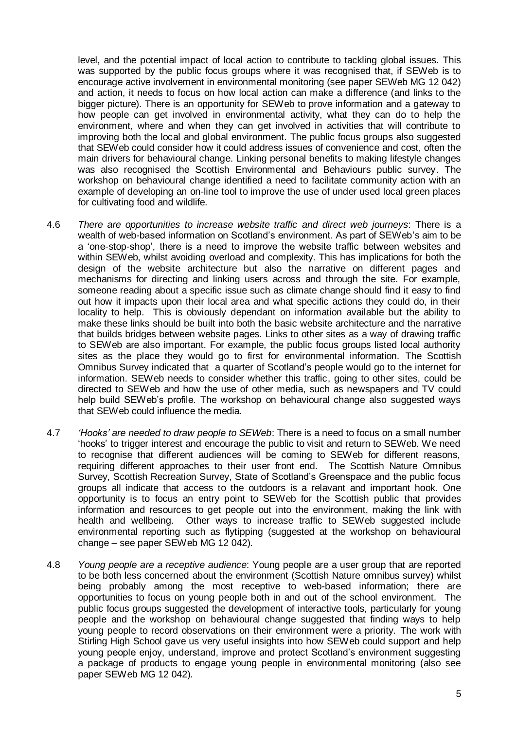level, and the potential impact of local action to contribute to tackling global issues. This was supported by the public focus groups where it was recognised that, if SEWeb is to encourage active involvement in environmental monitoring (see paper SEWeb MG 12 042) and action, it needs to focus on how local action can make a difference (and links to the bigger picture). There is an opportunity for SEWeb to prove information and a gateway to how people can get involved in environmental activity, what they can do to help the environment, where and when they can get involved in activities that will contribute to improving both the local and global environment. The public focus groups also suggested that SEWeb could consider how it could address issues of convenience and cost, often the main drivers for behavioural change. Linking personal benefits to making lifestyle changes was also recognised the Scottish Environmental and Behaviours public survey. The workshop on behavioural change identified a need to facilitate community action with an example of developing an on-line tool to improve the use of under used local green places for cultivating food and wildlife.

4.6 *There are opportunities to increase website traffic and direct web journeys*: There is a wealth of web-based information on Scotland's environment. As part of SEWeb's aim to be a 'one-stop-shop', there is a need to improve the website traffic between websites and within SEWeb, whilst avoiding overload and complexity. This has implications for both the design of the website architecture but also the narrative on different pages and mechanisms for directing and linking users across and through the site. For example, someone reading about a specific issue such as climate change should find it easy to find out how it impacts upon their local area and what specific actions they could do, in their locality to help. This is obviously dependant on information available but the ability to make these links should be built into both the basic website architecture and the narrative that builds bridges between website pages. Links to other sites as a way of drawing traffic to SEWeb are also important. For example, the public focus groups listed local authority sites as the place they would go to first for environmental information. The Scottish Omnibus Survey indicated that a quarter of Scotland's people would go to the internet for information. SEWeb needs to consider whether this traffic, going to other sites, could be directed to SEWeb and how the use of other media, such as newspapers and TV could help build SEWeb's profile. The workshop on behavioural change also suggested ways that SEWeb could influence the media.

4.7 *'Hooks' are needed to draw people to SEWeb*: There is a need to focus on a small number 'hooks' to trigger interest and encourage the public to visit and return to SEWeb. We need to recognise that different audiences will be coming to SEWeb for different reasons, requiring different approaches to their user front end. The Scottish Nature Omnibus Survey, Scottish Recreation Survey, State of Scotland's Greenspace and the public focus groups all indicate that access to the outdoors is a relavant and important hook. One opportunity is to focus an entry point to SEWeb for the Scottish public that provides information and resources to get people out into the environment, making the link with health and wellbeing. Other ways to increase traffic to SEWeb suggested include environmental reporting such as flytipping (suggested at the workshop on behavioural change – see paper SEWeb MG 12 042).

4.8 *Young people are a receptive audience*: Young people are a user group that are reported to be both less concerned about the environment (Scottish Nature omnibus survey) whilst being probably among the most receptive to web-based information; there are opportunities to focus on young people both in and out of the school environment. The public focus groups suggested the development of interactive tools, particularly for young people and the workshop on behavioural change suggested that finding ways to help young people to record observations on their environment were a priority. The work with Stirling High School gave us very useful insights into how SEWeb could support and help young people enjoy, understand, improve and protect Scotland's environment suggesting a package of products to engage young people in environmental monitoring (also see paper SEWeb MG 12 042).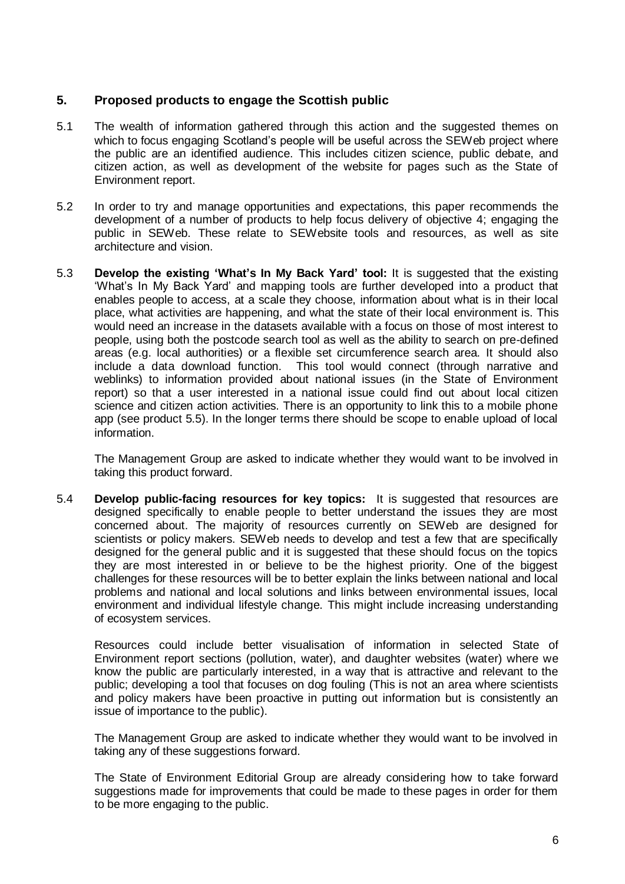## 5. Proposed products to engage the Scottish public

5.1 The wealth of information gathered through this action and the suggested themes on which to focus engaging Scotland's people will be useful across the SEWeb project where the public are an identified audience. This includes citizen science, public debate, and citizen action, as well as development of the website for pages such as the State of Environment report.

5.2 In order to try and manage opportunities and expectations, this paper recommends the development of a number of products to help focus delivery of objective 4; engaging the public in SEWeb. These relate to SEWebsite tools and resources, as well as site architecture and vision.

5.3 **Develop the existing 'What's In My Back Yard' tool:** It is suggested that the existing 'What's In My Back Yard' and mapping tools are further developed into a product that enables people to access, at a scale they choose, information about what is in their local place, what activities are happening, and what the state of their local environment is. This would need an increase in the datasets available with a focus on those of most interest to people, using both the postcode search tool as well as the ability to search on pre-defined areas (e.g. local authorities) or a flexible set circumference search area. It should also include a data download function. This tool would connect (through narrative and weblinks) to information provided about national issues (in the State of Environment report) so that a user interested in a national issue could find out about local citizen science and citizen action activities. There is an opportunity to link this to a mobile phone app (see product 5.5). In the longer terms there should be scope to enable upload of local information.

The Management Group are asked to indicate whether they would want to be involved in taking this product forward.

5.4 **Develop public-facing resources for key topics:** It is suggested that resources are designed specifically to enable people to better understand the issues they are most concerned about. The majority of resources currently on SEWeb are designed for scientists or policy makers. SEWeb needs to develop and test a few that are specifically designed for the general public and it is suggested that these should focus on the topics they are most interested in or believe to be the highest priority. One of the biggest challenges for these resources will be to better explain the links between national and local problems and national and local solutions and links between environmental issues, local environment and individual lifestyle change. This might include increasing understanding of ecosystem services.

Resources could include better visualisation of information in selected State of Environment report sections (pollution, water), and daughter websites (water) where we know the public are particularly interested, in a way that is attractive and relevant to the public; developing a tool that focuses on dog fouling (This is not an area where scientists and policy makers have been proactive in putting out information but is consistently an issue of importance to the public).

The Management Group are asked to indicate whether they would want to be involved in taking any of these suggestions forward.

The State of Environment Editorial Group are already considering how to take forward suggestions made for improvements that could be made to these pages in order for them to be more engaging to the public.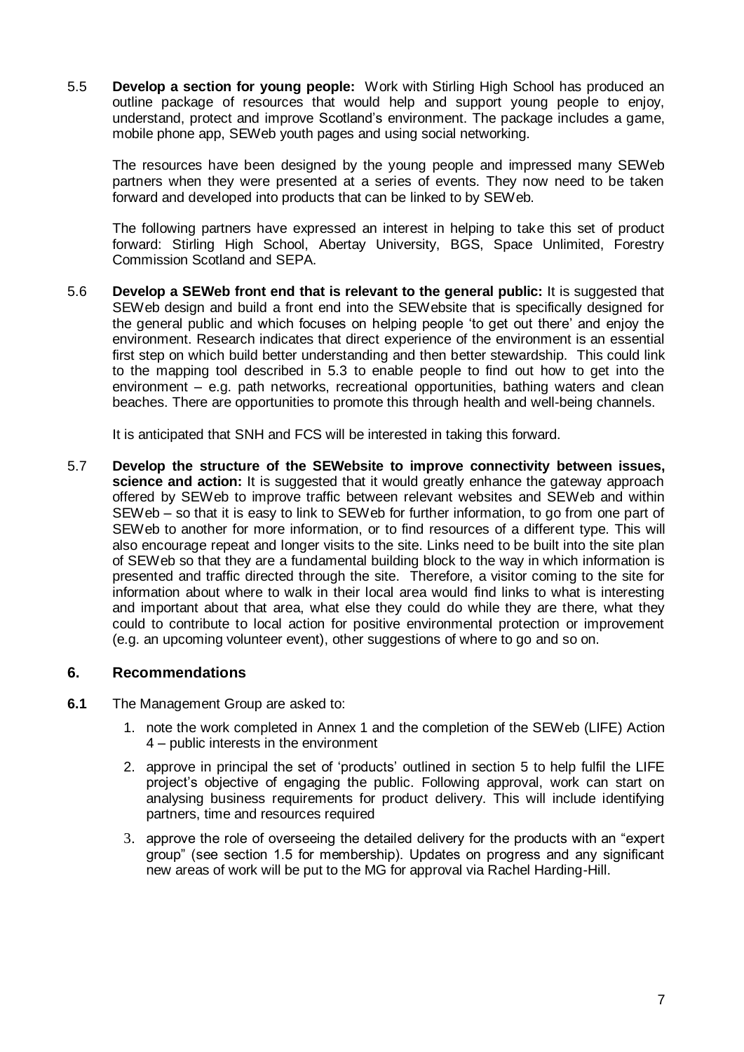5.5 **Develop a section for young people:** Work with Stirling High School has produced an outline package of resources that would help and support young people to enjoy, understand, protect and improve Scotland's environment. The package includes a game, mobile phone app, SEWeb youth pages and using social networking.

The resources have been designed by the young people and impressed many SEWeb partners when they were presented at a series of events. They now need to be taken forward and developed into products that can be linked to by SEWeb.

The following partners have expressed an interest in helping to take this set of product forward: Stirling High School, Abertay University, BGS, Space Unlimited, Forestry Commission Scotland and SEPA.

5.6 **Develop a SEWeb front end that is relevant to the general public:** It is suggested that SEWeb design and build a front end into the SEWebsite that is specifically designed for the general public and which focuses on helping people 'to get out there' and enjoy the environment. Research indicates that direct experience of the environment is an essential first step on which build better understanding and then better stewardship. This could link to the mapping tool described in 5.3 to enable people to find out how to get into the environment – e.g. path networks, recreational opportunities, bathing waters and clean beaches. There are opportunities to promote this through health and well-being channels.

It is anticipated that SNH and FCS will be interested in taking this forward.

5.7 **Develop the structure of the SEWebsite to improve connectivity between issues, science and action:** It is suggested that it would greatly enhance the gateway approach offered by SEWeb to improve traffic between relevant websites and SEWeb and within SEWeb – so that it is easy to link to SEWeb for further information, to go from one part of SEWeb to another for more information, or to find resources of a different type. This will also encourage repeat and longer visits to the site. Links need to be built into the site plan of SEWeb so that they are a fundamental building block to the way in which information is presented and traffic directed through the site. Therefore, a visitor coming to the site for information about where to walk in their local area would find links to what is interesting and important about that area, what else they could do while they are there, what they could to contribute to local action for positive environmental protection or improvement (e.g. an upcoming volunteer event), other suggestions of where to go and so on.

## 6. Recommendations

**6.1** The Management Group are asked to:

1. note the work completed in Annex 1 and the completion of the SEWeb (LIFE) Action 4 – public interests in the environment
2. approve in principal the set of 'products' outlined in section 5 to help fulfil the LIFE project's objective of engaging the public. Following approval, work can start on analysing business requirements for product delivery. This will include identifying partners, time and resources required
3. approve the role of overseeing the detailed delivery for the products with an "expert group" (see section 1.5 for membership). Updates on progress and any significant new areas of work will be put to the MG for approval via Rachel Harding-Hill.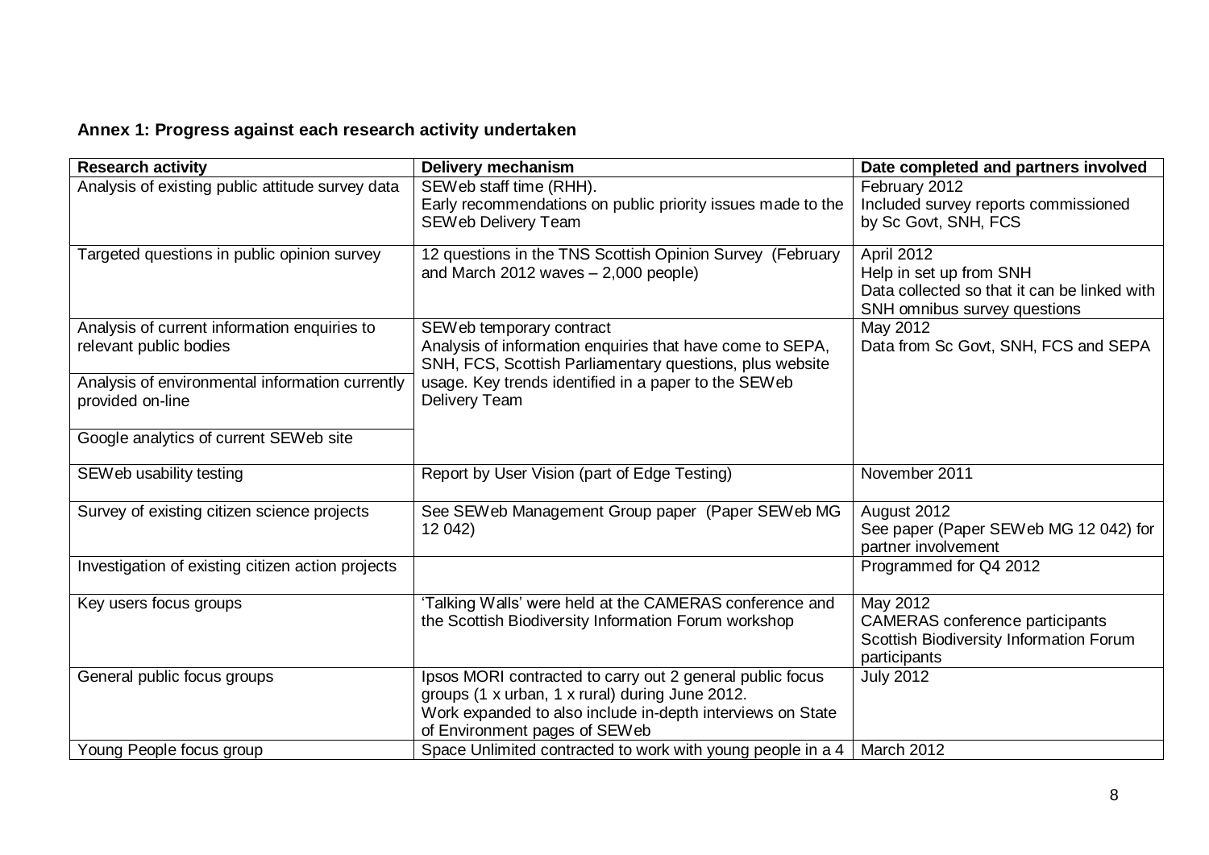**Annex 1: Progress against each research activity undertaken**

| Research activity | Delivery mechanism | Date completed and partners involved |
|---|---|---|
| Analysis of existing public attitude survey data | SEWeb staff time (RHH).<br>Early recommendations on public priority issues made to the SEWeb Delivery Team | February 2012<br>Included survey reports commissioned by Sc Govt, SNH, FCS |
| Targeted questions in public opinion survey | 12 questions in the TNS Scottish Opinion Survey (February and March 2012 waves – 2,000 people) | April 2012<br>Help in set up from SNH<br>Data collected so that it can be linked with SNH omnibus survey questions |
| Analysis of current information enquiries to relevant public bodies | SEWeb temporary contract<br>Analysis of information enquiries that have come to SEPA, SNH, FCS, Scottish Parliamentary questions, plus website usage. Key trends identified in a paper to the SEWeb Delivery Team | May 2012<br>Data from Sc Govt, SNH, FCS and SEPA |
| Analysis of environmental information currently provided on-line | | |
| Google analytics of current SEWeb site | | |
| SEWeb usability testing | Report by User Vision (part of Edge Testing) | November 2011 |
| Survey of existing citizen science projects | See SEWeb Management Group paper (Paper SEWeb MG 12 042) | August 2012<br>See paper (Paper SEWeb MG 12 042) for partner involvement |
| Investigation of existing citizen action projects | | Programmed for Q4 2012 |
| Key users focus groups | 'Talking Walls' were held at the CAMERAS conference and the Scottish Biodiversity Information Forum workshop | May 2012<br>CAMERAS conference participants<br>Scottish Biodiversity Information Forum participants |
| General public focus groups | Ipsos MORI contracted to carry out 2 general public focus groups (1 x urban, 1 x rural) during June 2012.<br>Work expanded to also include in-depth interviews on State of Environment pages of SEWeb | July 2012 |
| Young People focus group | Space Unlimited contracted to work with young people in a 4 | March 2012 |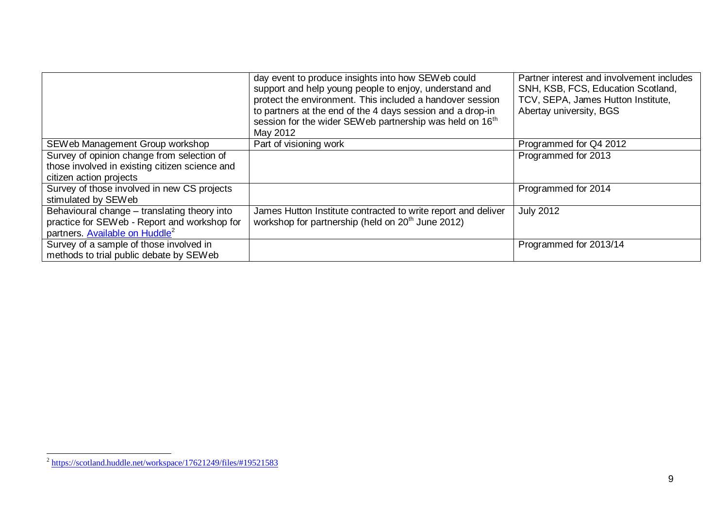| | | |
|---|---|---|
| | day event to produce insights into how SEWeb could support and help young people to enjoy, understand and protect the environment. This included a handover session to partners at the end of the 4 days session and a drop-in session for the wider SEWeb partnership was held on 16th May 2012 | Partner interest and involvement includes SNH, KSB, FCS, Education Scotland, TCV, SEPA, James Hutton Institute, Abertay university, BGS |
| SEWeb Management Group workshop | Part of visioning work | Programmed for Q4 2012 |
| Survey of opinion change from selection of those involved in existing citizen science and citizen action projects | | Programmed for 2013 |
| Survey of those involved in new CS projects stimulated by SEWeb | | Programmed for 2014 |
| Behavioural change – translating theory into practice for SEWeb - Report and workshop for partners. Available on Huddle[2] | James Hutton Institute contracted to write report and deliver workshop for partnership (held on 20th June 2012) | July 2012 |
| Survey of a sample of those involved in methods to trial public debate by SEWeb | | Programmed for 2013/14 |

[2] https://scotland.huddle.net/workspace/17621249/files/#19521583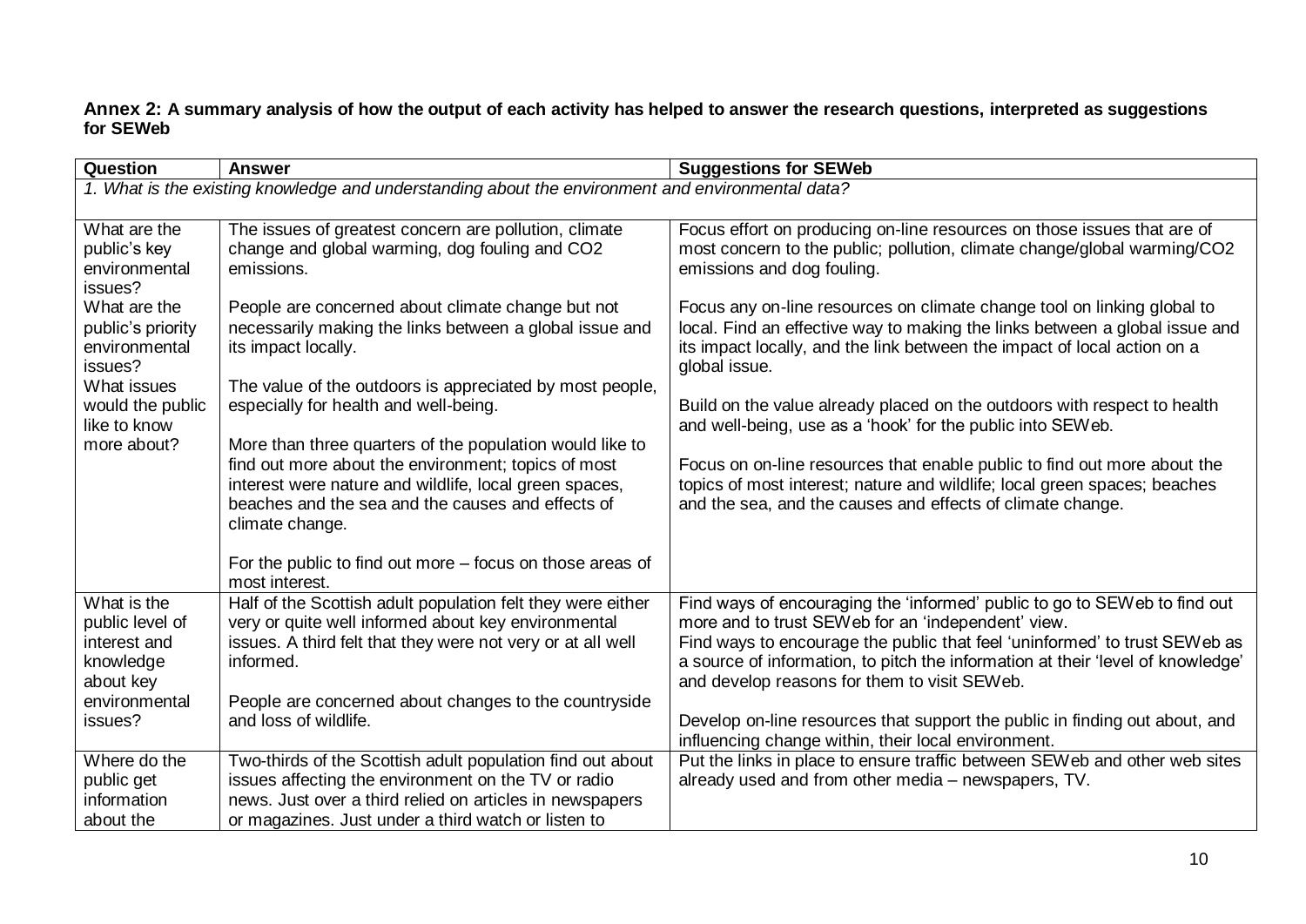**Annex 2: A summary analysis of how the output of each activity has helped to answer the research questions, interpreted as suggestions for SEWeb**

| Question | Answer | Suggestions for SEWeb |
|---|---|---|
| *1. What is the existing knowledge and understanding about the environment and environmental data?* | | |
| What are the public's key environmental issues?<br>What are the public's priority environmental issues?<br>What issues would the public like to know more about? | The issues of greatest concern are pollution, climate change and global warming, dog fouling and CO2 emissions.<br><br>People are concerned about climate change but not necessarily making the links between a global issue and its impact locally.<br><br>The value of the outdoors is appreciated by most people, especially for health and well-being.<br><br>More than three quarters of the population would like to find out more about the environment; topics of most interest were nature and wildlife, local green spaces, beaches and the sea and the causes and effects of climate change.<br><br>For the public to find out more – focus on those areas of most interest. | Focus effort on producing on-line resources on those issues that are of most concern to the public; pollution, climate change/global warming/CO2 emissions and dog fouling.<br><br>Focus any on-line resources on climate change tool on linking global to local. Find an effective way to making the links between a global issue and its impact locally, and the link between the impact of local action on a global issue.<br><br>Build on the value already placed on the outdoors with respect to health and well-being, use as a 'hook' for the public into SEWeb.<br><br>Focus on on-line resources that enable public to find out more about the topics of most interest; nature and wildlife; local green spaces; beaches and the sea, and the causes and effects of climate change. |
| What is the public level of interest and knowledge about key environmental issues? | Half of the Scottish adult population felt they were either very or quite well informed about key environmental issues. A third felt that they were not very or at all well informed.<br><br>People are concerned about changes to the countryside and loss of wildlife. | Find ways of encouraging the 'informed' public to go to SEWeb to find out more and to trust SEWeb for an 'independent' view.<br>Find ways to encourage the public that feel 'uninformed' to trust SEWeb as a source of information, to pitch the information at their 'level of knowledge' and develop reasons for them to visit SEWeb.<br><br>Develop on-line resources that support the public in finding out about, and influencing change within, their local environment. |
| Where do the public get information about the | Two-thirds of the Scottish adult population find out about issues affecting the environment on the TV or radio news. Just over a third relied on articles in newspapers or magazines. Just under a third watch or listen to | Put the links in place to ensure traffic between SEWeb and other web sites already used and from other media – newspapers, TV. |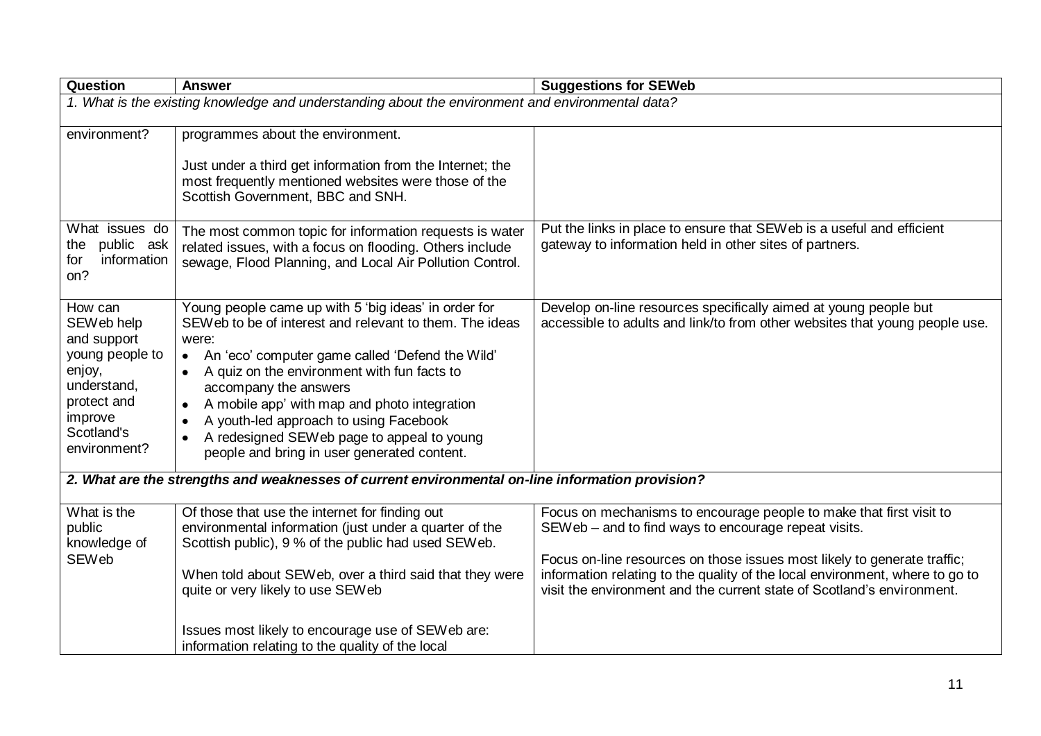| Question | Answer | Suggestions for SEWeb |
|---|---|---|
| *1. What is the existing knowledge and understanding about the environment and environmental data?* | | |
| environment? | programmes about the environment.<br><br>Just under a third get information from the Internet; the most frequently mentioned websites were those of the Scottish Government, BBC and SNH. | |
| What issues do the public ask for information on? | The most common topic for information requests is water related issues, with a focus on flooding. Others include sewage, Flood Planning, and Local Air Pollution Control. | Put the links in place to ensure that SEWeb is a useful and efficient gateway to information held in other sites of partners. |
| How can SEWeb help and support young people to enjoy, understand, protect and improve Scotland's environment? | Young people came up with 5 'big ideas' in order for SEWeb to be of interest and relevant to them. The ideas were:<br>• An 'eco' computer game called 'Defend the Wild'<br>• A quiz on the environment with fun facts to accompany the answers<br>• A mobile app' with map and photo integration<br>• A youth-led approach to using Facebook<br>• A redesigned SEWeb page to appeal to young people and bring in user generated content. | Develop on-line resources specifically aimed at young people but accessible to adults and link/to from other websites that young people use. |
| ***2. What are the strengths and weaknesses of current environmental on-line information provision?*** | | |
| What is the public knowledge of SEWeb | Of those that use the internet for finding out environmental information (just under a quarter of the Scottish public), 9 % of the public had used SEWeb.<br><br>When told about SEWeb, over a third said that they were quite or very likely to use SEWeb<br><br>Issues most likely to encourage use of SEWeb are: information relating to the quality of the local | Focus on mechanisms to encourage people to make that first visit to SEWeb – and to find ways to encourage repeat visits.<br><br>Focus on-line resources on those issues most likely to generate traffic; information relating to the quality of the local environment, where to go to visit the environment and the current state of Scotland's environment. |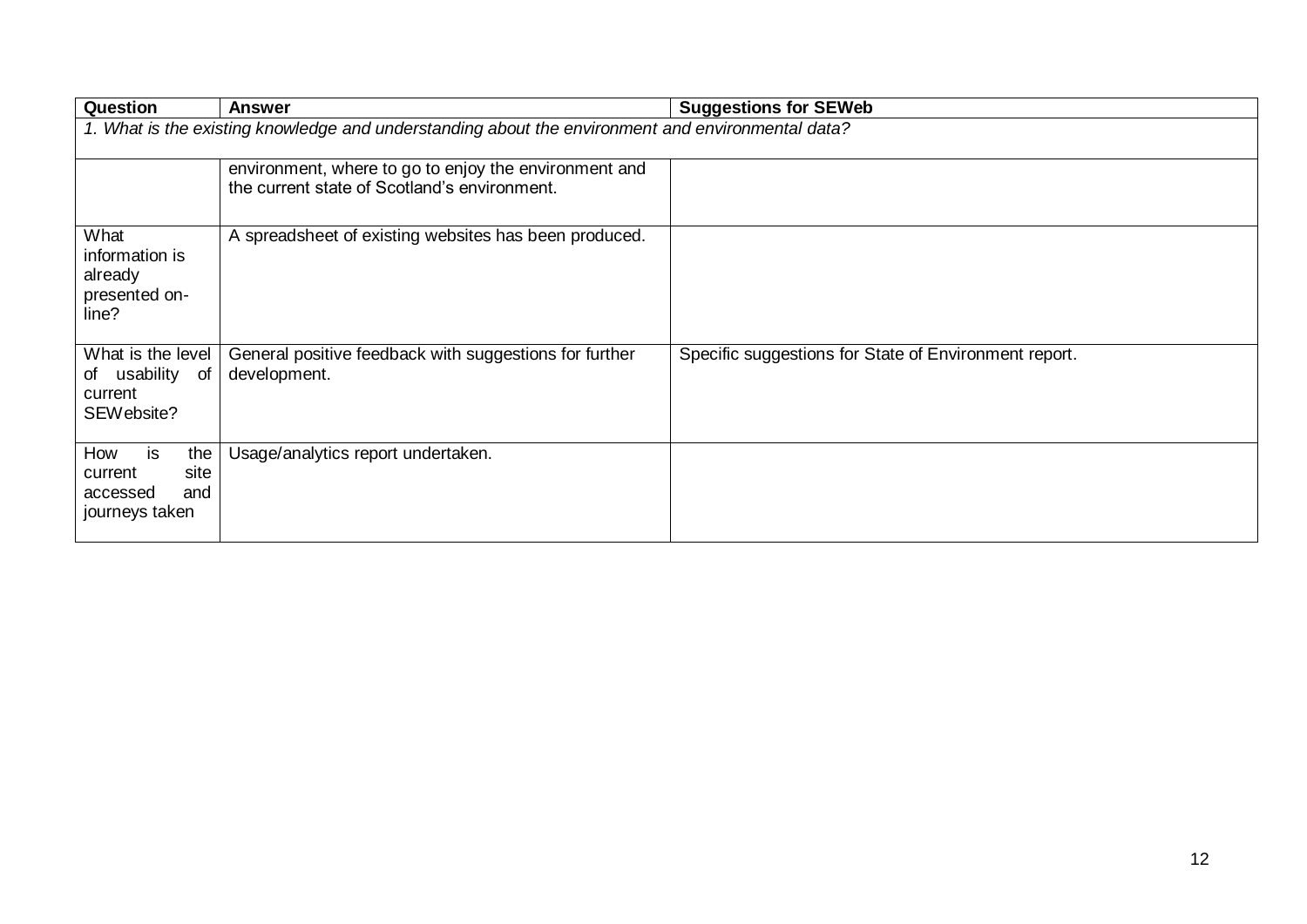| Question | Answer | Suggestions for SEWeb |
|---|---|---|
| *1. What is the existing knowledge and understanding about the environment and environmental data?* | | |
| | environment, where to go to enjoy the environment and the current state of Scotland's environment. | |
| What information is already presented on-line? | A spreadsheet of existing websites has been produced. | |
| What is the level of usability of current SEWebsite? | General positive feedback with suggestions for further development. | Specific suggestions for State of Environment report. |
| How is the current site accessed and journeys taken | Usage/analytics report undertaken. | |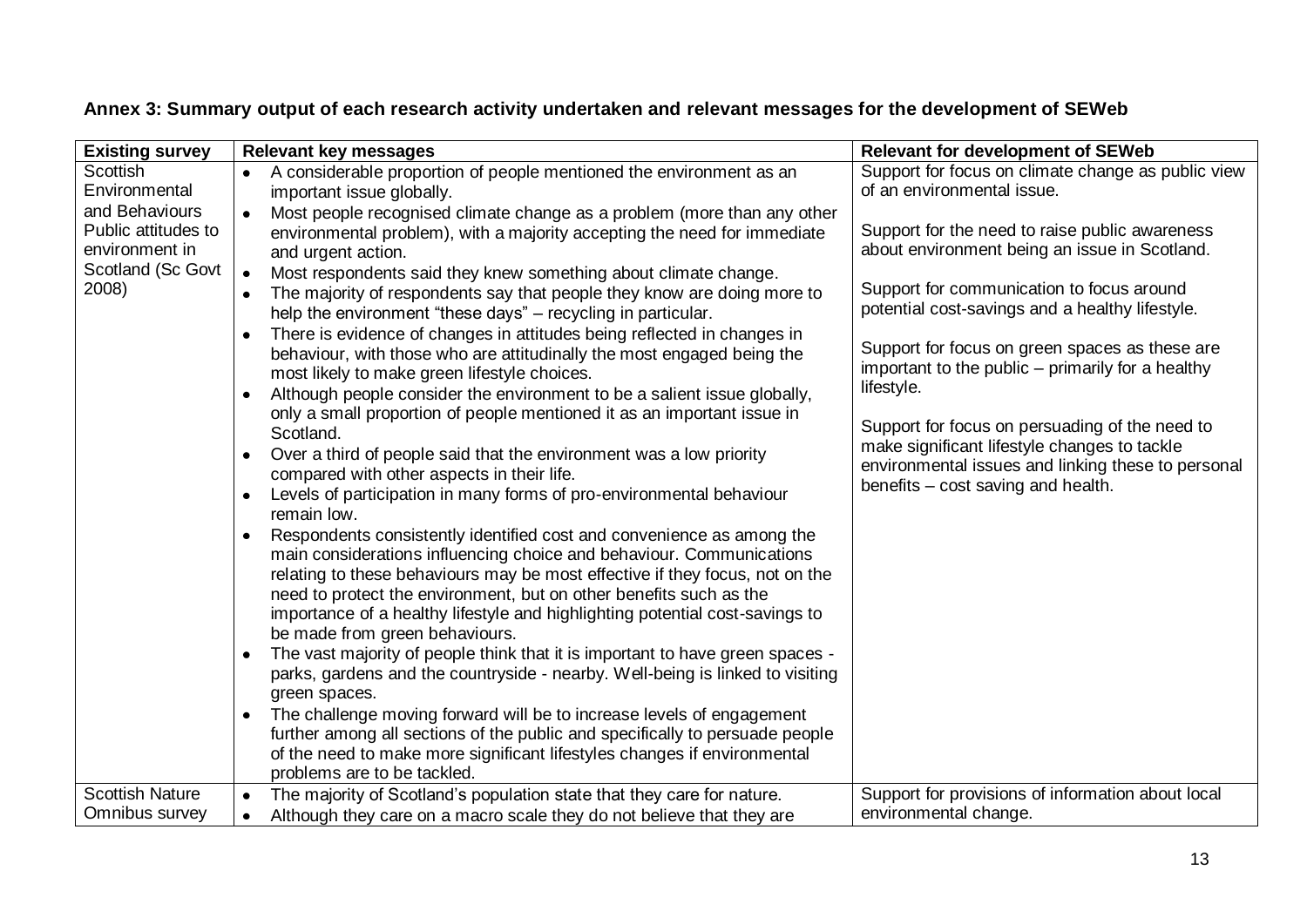## Annex 3: Summary output of each research activity undertaken and relevant messages for the development of SEWeb

| Existing survey | Relevant key messages | Relevant for development of SEWeb |
|---|---|---|
| Scottish Environmental and Behaviours Public attitudes to environment in Scotland (Sc Govt 2008) | • A considerable proportion of people mentioned the environment as an important issue globally.<br>• Most people recognised climate change as a problem (more than any other environmental problem), with a majority accepting the need for immediate and urgent action.<br>• Most respondents said they knew something about climate change.<br>• The majority of respondents say that people they know are doing more to help the environment "these days" – recycling in particular.<br>• There is evidence of changes in attitudes being reflected in changes in behaviour, with those who are attitudinally the most engaged being the most likely to make green lifestyle choices.<br>• Although people consider the environment to be a salient issue globally, only a small proportion of people mentioned it as an important issue in Scotland.<br>• Over a third of people said that the environment was a low priority compared with other aspects in their life.<br>• Levels of participation in many forms of pro-environmental behaviour remain low.<br>• Respondents consistently identified cost and convenience as among the main considerations influencing choice and behaviour. Communications relating to these behaviours may be most effective if they focus, not on the need to protect the environment, but on other benefits such as the importance of a healthy lifestyle and highlighting potential cost-savings to be made from green behaviours.<br>• The vast majority of people think that it is important to have green spaces - parks, gardens and the countryside - nearby. Well-being is linked to visiting green spaces.<br>• The challenge moving forward will be to increase levels of engagement further among all sections of the public and specifically to persuade people of the need to make more significant lifestyles changes if environmental problems are to be tackled. | Support for focus on climate change as public view of an environmental issue.<br><br>Support for the need to raise public awareness about environment being an issue in Scotland.<br><br>Support for communication to focus around potential cost-savings and a healthy lifestyle.<br><br>Support for focus on green spaces as these are important to the public – primarily for a healthy lifestyle.<br><br>Support for focus on persuading of the need to make significant lifestyle changes to tackle environmental issues and linking these to personal benefits – cost saving and health. |
| Scottish Nature Omnibus survey | • The majority of Scotland's population state that they care for nature.<br>• Although they care on a macro scale they do not believe that they are | Support for provisions of information about local environmental change. |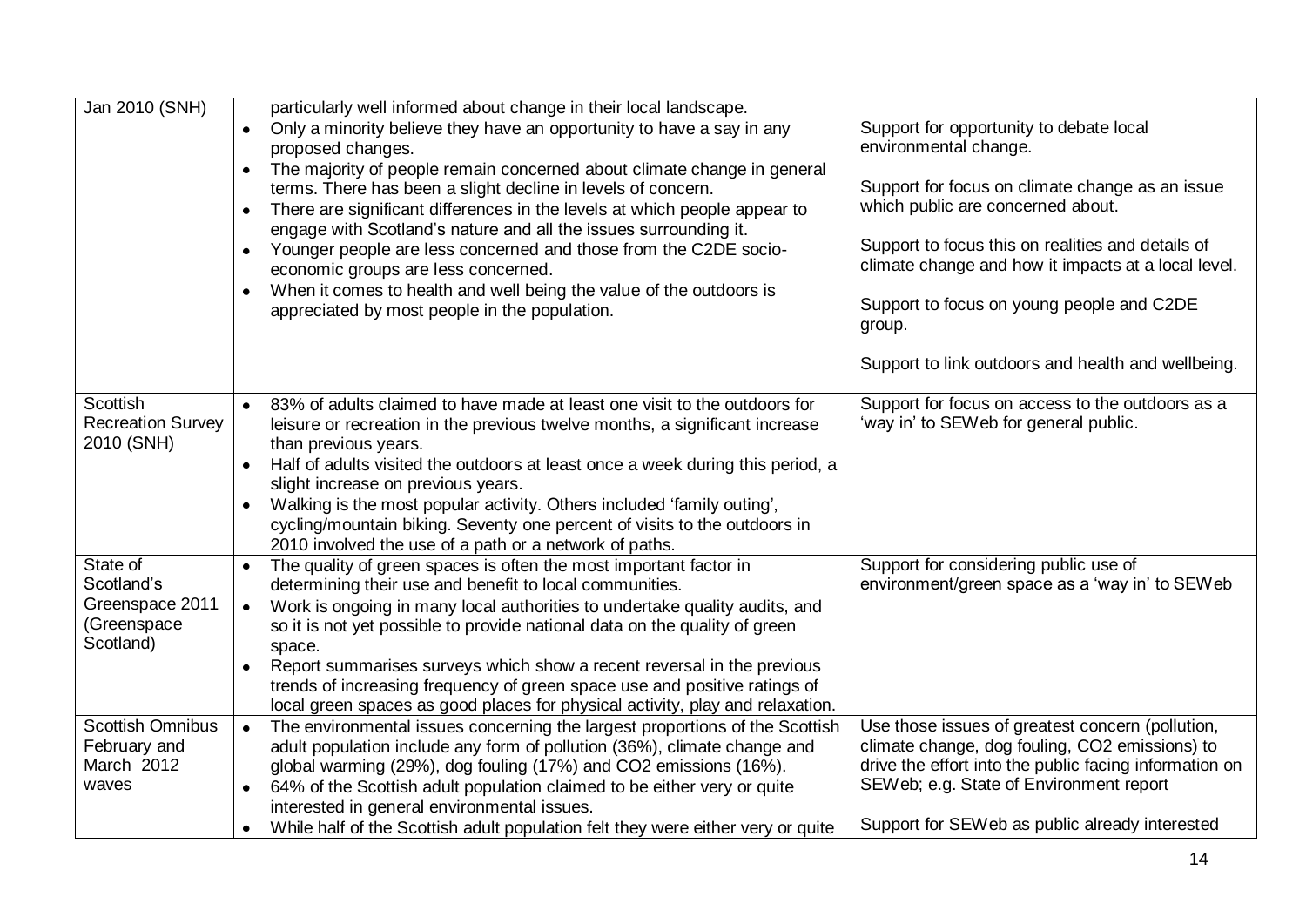| | | |
|---|---|---|
| Jan 2010 (SNH) | particularly well informed about change in their local landscape.<br>• Only a minority believe they have an opportunity to have a say in any proposed changes.<br>• The majority of people remain concerned about climate change in general terms. There has been a slight decline in levels of concern.<br>• There are significant differences in the levels at which people appear to engage with Scotland's nature and all the issues surrounding it.<br>• Younger people are less concerned and those from the C2DE socio-economic groups are less concerned.<br>• When it comes to health and well being the value of the outdoors is appreciated by most people in the population. | Support for opportunity to debate local environmental change.<br><br>Support for focus on climate change as an issue which public are concerned about.<br><br>Support to focus this on realities and details of climate change and how it impacts at a local level.<br><br>Support to focus on young people and C2DE group.<br><br>Support to link outdoors and health and wellbeing. |
| Scottish Recreation Survey 2010 (SNH) | • 83% of adults claimed to have made at least one visit to the outdoors for leisure or recreation in the previous twelve months, a significant increase than previous years.<br>• Half of adults visited the outdoors at least once a week during this period, a slight increase on previous years.<br>• Walking is the most popular activity. Others included 'family outing', cycling/mountain biking. Seventy one percent of visits to the outdoors in 2010 involved the use of a path or a network of paths. | Support for focus on access to the outdoors as a 'way in' to SEWeb for general public. |
| State of Scotland's Greenspace 2011 (Greenspace Scotland) | • The quality of green spaces is often the most important factor in determining their use and benefit to local communities.<br>• Work is ongoing in many local authorities to undertake quality audits, and so it is not yet possible to provide national data on the quality of green space.<br>• Report summarises surveys which show a recent reversal in the previous trends of increasing frequency of green space use and positive ratings of local green spaces as good places for physical activity, play and relaxation. | Support for considering public use of environment/green space as a 'way in' to SEWeb |
| Scottish Omnibus February and March 2012 waves | • The environmental issues concerning the largest proportions of the Scottish adult population include any form of pollution (36%), climate change and global warming (29%), dog fouling (17%) and $CO_2$ emissions (16%).<br>• 64% of the Scottish adult population claimed to be either very or quite interested in general environmental issues.<br>• While half of the Scottish adult population felt they were either very or quite | Use those issues of greatest concern (pollution, climate change, dog fouling, $CO_2$ emissions) to drive the effort into the public facing information on SEWeb; e.g. State of Environment report<br><br>Support for SEWeb as public already interested |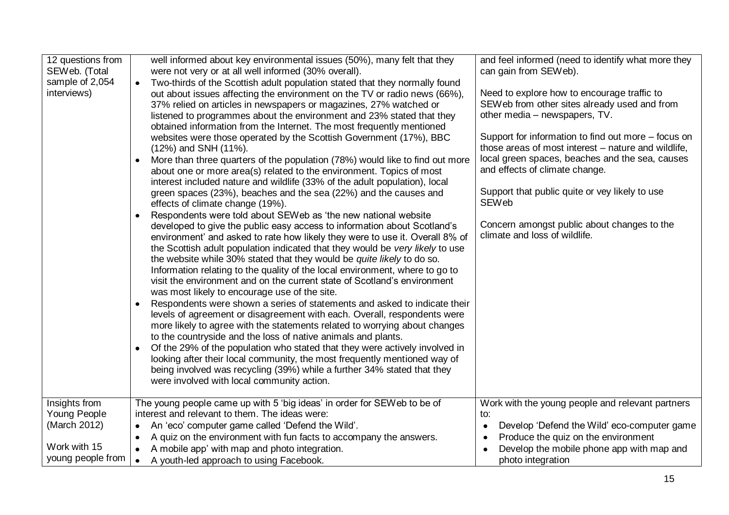| | | |
|---|---|---|
| 12 questions from SEWeb. (Total sample of 2,054 interviews) | well informed about key environmental issues (50%), many felt that they were not very or at all well informed (30% overall).<br>• Two-thirds of the Scottish adult population stated that they normally found out about issues affecting the environment on the TV or radio news (66%), 37% relied on articles in newspapers or magazines, 27% watched or listened to programmes about the environment and 23% stated that they obtained information from the Internet. The most frequently mentioned websites were those operated by the Scottish Government (17%), BBC (12%) and SNH (11%).<br>• More than three quarters of the population (78%) would like to find out more about one or more area(s) related to the environment. Topics of most interest included nature and wildlife (33% of the adult population), local green spaces (23%), beaches and the sea (22%) and the causes and effects of climate change (19%).<br>• Respondents were told about SEWeb as 'the new national website developed to give the public easy access to information about Scotland's environment' and asked to rate how likely they were to use it. Overall 8% of the Scottish adult population indicated that they would be *very likely* to use the website while 30% stated that they would be *quite likely* to do so. Information relating to the quality of the local environment, where to go to visit the environment and on the current state of Scotland's environment was most likely to encourage use of the site.<br>• Respondents were shown a series of statements and asked to indicate their levels of agreement or disagreement with each. Overall, respondents were more likely to agree with the statements related to worrying about changes to the countryside and the loss of native animals and plants.<br>• Of the 29% of the population who stated that they were actively involved in looking after their local community, the most frequently mentioned way of being involved was recycling (39%) while a further 34% stated that they were involved with local community action. | and feel informed (need to identify what more they can gain from SEWeb).<br><br>Need to explore how to encourage traffic to SEWeb from other sites already used and from other media – newspapers, TV.<br><br>Support for information to find out more – focus on those areas of most interest – nature and wildlife, local green spaces, beaches and the sea, causes and effects of climate change.<br><br>Support that public quite or vey likely to use SEWeb<br><br>Concern amongst public about changes to the climate and loss of wildlife. |
| Insights from Young People (March 2012)<br><br>Work with 15 young people from | The young people came up with 5 'big ideas' in order for SEWeb to be of interest and relevant to them. The ideas were:<br>• An 'eco' computer game called 'Defend the Wild'.<br>• A quiz on the environment with fun facts to accompany the answers.<br>• A mobile app' with map and photo integration.<br>• A youth-led approach to using Facebook. | Work with the young people and relevant partners to:<br>• Develop 'Defend the Wild' eco-computer game<br>• Produce the quiz on the environment<br>• Develop the mobile phone app with map and photo integration |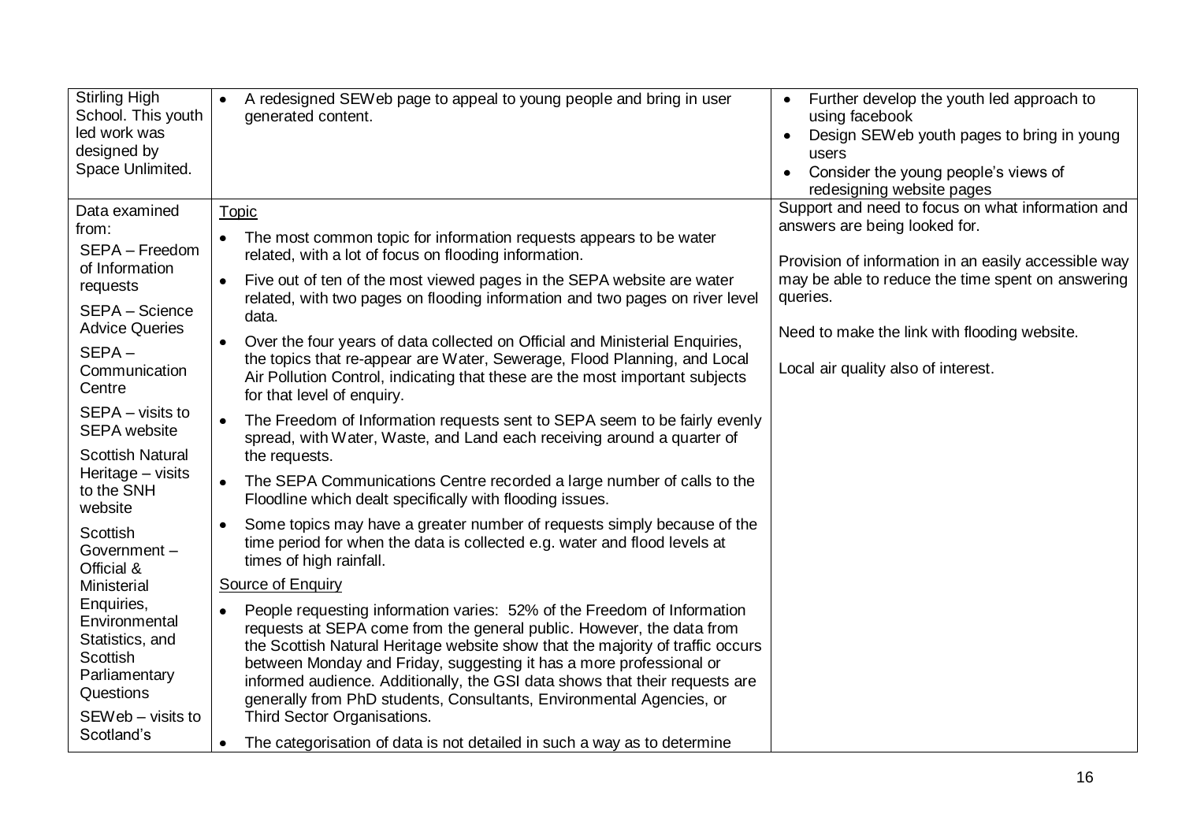| | | |
|---|---|---|
| Stirling High School. This youth led work was designed by Space Unlimited. | • A redesigned SEWeb page to appeal to young people and bring in user generated content. | • Further develop the youth led approach to using facebook<br>• Design SEWeb youth pages to bring in young users<br>• Consider the young people's views of redesigning website pages |
| Data examined from:<br>SEPA – Freedom of Information requests<br>SEPA – Science Advice Queries<br>SEPA – Communication Centre<br>SEPA – visits to SEPA website<br>Scottish Natural Heritage – visits to the SNH website<br>Scottish Government – Official & Ministerial Enquiries, Environmental Statistics, and Scottish Parliamentary Questions<br>SEWeb – visits to Scotland's | <u>Topic</u><br>• The most common topic for information requests appears to be water related, with a lot of focus on flooding information.<br>• Five out of ten of the most viewed pages in the SEPA website are water related, with two pages on flooding information and two pages on river level data.<br>• Over the four years of data collected on Official and Ministerial Enquiries, the topics that re-appear are Water, Sewerage, Flood Planning, and Local Air Pollution Control, indicating that these are the most important subjects for that level of enquiry.<br>• The Freedom of Information requests sent to SEPA seem to be fairly evenly spread, with Water, Waste, and Land each receiving around a quarter of the requests.<br>• The SEPA Communications Centre recorded a large number of calls to the Floodline which dealt specifically with flooding issues.<br>• Some topics may have a greater number of requests simply because of the time period for when the data is collected e.g. water and flood levels at times of high rainfall.<br><u>Source of Enquiry</u><br>• People requesting information varies: 52% of the Freedom of Information requests at SEPA come from the general public. However, the data from the Scottish Natural Heritage website show that the majority of traffic occurs between Monday and Friday, suggesting it has a more professional or informed audience. Additionally, the GSI data shows that their requests are generally from PhD students, Consultants, Environmental Agencies, or Third Sector Organisations.<br>• The categorisation of data is not detailed in such a way as to determine | Support and need to focus on what information and answers are being looked for.<br><br>Provision of information in an easily accessible way may be able to reduce the time spent on answering queries.<br><br>Need to make the link with flooding website.<br><br>Local air quality also of interest. |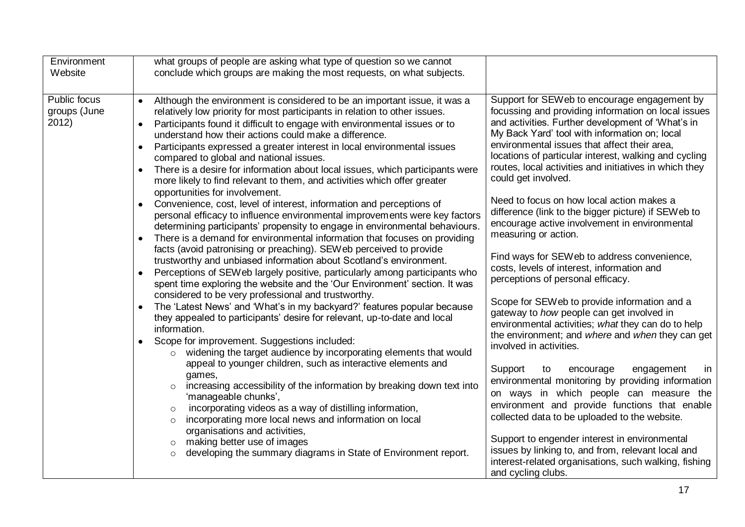| | | |
|---|---|---|
| Environment Website | what groups of people are asking what type of question so we cannot conclude which groups are making the most requests, on what subjects. | |
| Public focus groups (June 2012) | • Although the environment is considered to be an important issue, it was a relatively low priority for most participants in relation to other issues.<br>• Participants found it difficult to engage with environmental issues or to understand how their actions could make a difference.<br>• Participants expressed a greater interest in local environmental issues compared to global and national issues.<br>• There is a desire for information about local issues, which participants were more likely to find relevant to them, and activities which offer greater opportunities for involvement.<br>• Convenience, cost, level of interest, information and perceptions of personal efficacy to influence environmental improvements were key factors determining participants' propensity to engage in environmental behaviours.<br>• There is a demand for environmental information that focuses on providing facts (avoid patronising or preaching). SEWeb perceived to provide trustworthy and unbiased information about Scotland's environment.<br>• Perceptions of SEWeb largely positive, particularly among participants who spent time exploring the website and the 'Our Environment' section. It was considered to be very professional and trustworthy.<br>• The 'Latest News' and 'What's in my backyard?' features popular because they appealed to participants' desire for relevant, up-to-date and local information.<br>• Scope for improvement. Suggestions included:<br>&nbsp;&nbsp;&nbsp;&nbsp;○ widening the target audience by incorporating elements that would appeal to younger children, such as interactive elements and games,<br>&nbsp;&nbsp;&nbsp;&nbsp;○ increasing accessibility of the information by breaking down text into 'manageable chunks',<br>&nbsp;&nbsp;&nbsp;&nbsp;○ incorporating videos as a way of distilling information,<br>&nbsp;&nbsp;&nbsp;&nbsp;○ incorporating more local news and information on local organisations and activities,<br>&nbsp;&nbsp;&nbsp;&nbsp;○ making better use of images<br>&nbsp;&nbsp;&nbsp;&nbsp;○ developing the summary diagrams in State of Environment report. | Support for SEWeb to encourage engagement by focussing and providing information on local issues and activities. Further development of 'What's in My Back Yard' tool with information on; local environmental issues that affect their area, locations of particular interest, walking and cycling routes, local activities and initiatives in which they could get involved.<br><br>Need to focus on how local action makes a difference (link to the bigger picture) if SEWeb to encourage active involvement in environmental measuring or action.<br><br>Find ways for SEWeb to address convenience, costs, levels of interest, information and perceptions of personal efficacy.<br><br>Scope for SEWeb to provide information and a gateway to *how* people can get involved in environmental activities; *what* they can do to help the environment; and *where* and *when* they can get involved in activities.<br><br>Support to encourage engagement in environmental monitoring by providing information on ways in which people can measure the environment and provide functions that enable collected data to be uploaded to the website.<br><br>Support to engender interest in environmental issues by linking to, and from, relevant local and interest-related organisations, such walking, fishing and cycling clubs. |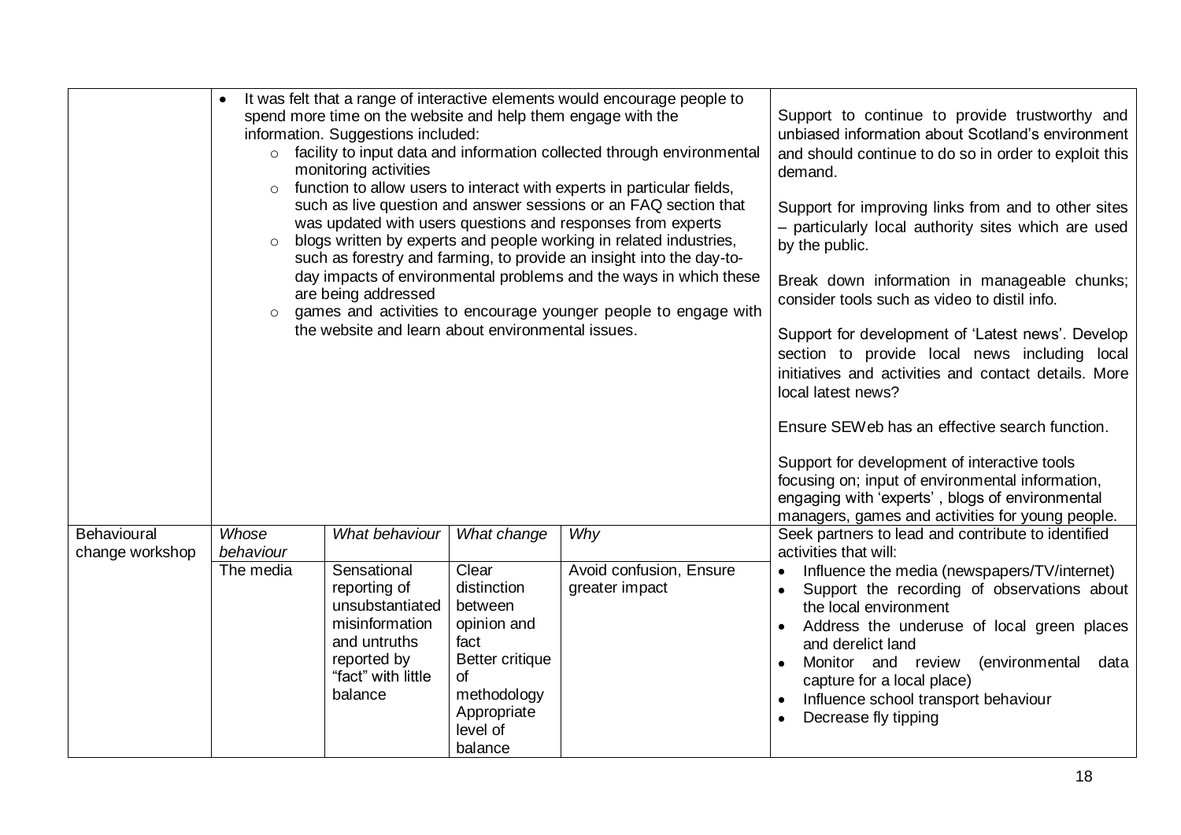| | | | | | |
|---|---|---|---|---|---|
| | • It was felt that a range of interactive elements would encourage people to spend more time on the website and help them engage with the information. Suggestions included:<br>○ facility to input data and information collected through environmental monitoring activities<br>○ function to allow users to interact with experts in particular fields, such as live question and answer sessions or an FAQ section that was updated with users questions and responses from experts<br>○ blogs written by experts and people working in related industries, such as forestry and farming, to provide an insight into the day-to-day impacts of environmental problems and the ways in which these are being addressed<br>○ games and activities to encourage younger people to engage with the website and learn about environmental issues. | | | | Support to continue to provide trustworthy and unbiased information about Scotland's environment and should continue to do so in order to exploit this demand.<br><br>Support for improving links from and to other sites – particularly local authority sites which are used by the public.<br><br>Break down information in manageable chunks; consider tools such as video to distil info.<br><br>Support for development of 'Latest news'. Develop section to provide local news including local initiatives and activities and contact details. More local latest news?<br><br>Ensure SEWeb has an effective search function.<br><br>Support for development of interactive tools focusing on; input of environmental information, engaging with 'experts' , blogs of environmental managers, games and activities for young people. |
| Behavioural change workshop | *Whose behaviour* | *What behaviour* | *What change* | *Why* | Seek partners to lead and contribute to identified activities that will:<br>• Influence the media (newspapers/TV/internet)<br>• Support the recording of observations about the local environment<br>• Address the underuse of local green places and derelict land<br>• Monitor and review (environmental data capture for a local place)<br>• Influence school transport behaviour<br>• Decrease fly tipping |
| | The media | Sensational reporting of unsubstantiated misinformation and untruths reported by "fact" with little balance | Clear distinction between opinion and fact<br>Better critique of methodology<br>Appropriate level of balance | Avoid confusion, Ensure greater impact | |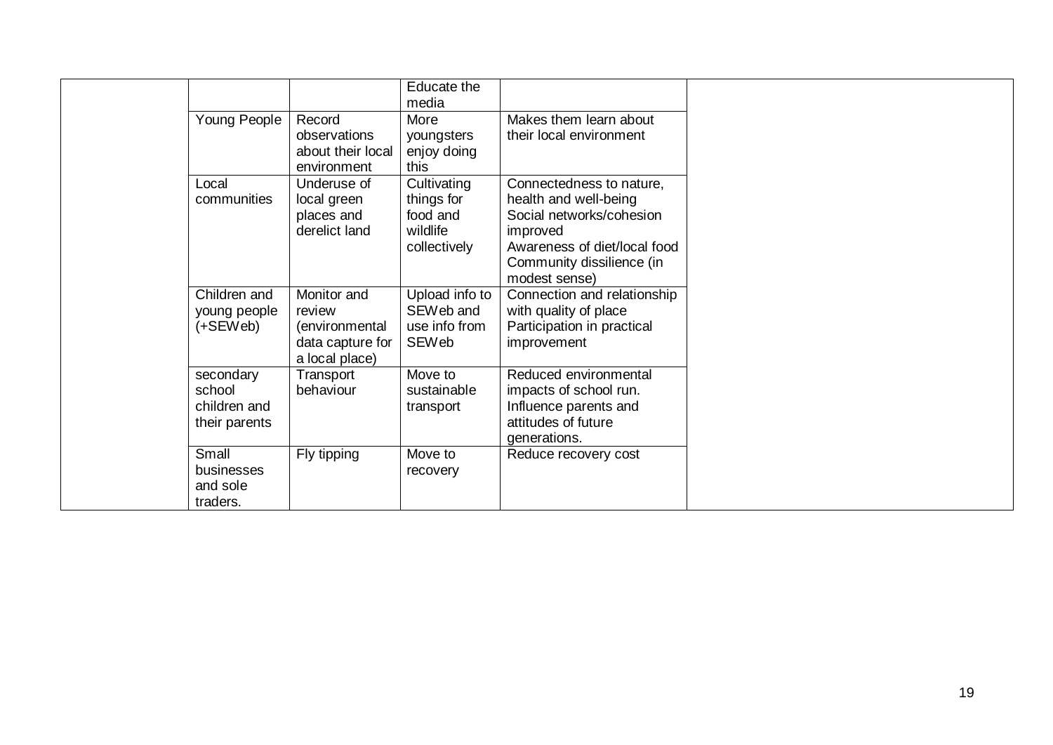| | | | | | |
|---|---|---|---|---|---|
| | | | Educate the media | | |
| | Young People | Record observations about their local environment | More youngsters enjoy doing this | Makes them learn about their local environment | |
| | Local communities | Underuse of local green places and derelict land | Cultivating things for food and wildlife collectively | Connectedness to nature, health and well-being<br>Social networks/cohesion improved<br>Awareness of diet/local food<br>Community dissilience (in modest sense) | |
| | Children and young people (+SEWeb) | Monitor and review (environmental data capture for a local place) | Upload info to SEWeb and use info from SEWeb | Connection and relationship with quality of place<br>Participation in practical improvement | |
| | secondary school children and their parents | Transport behaviour | Move to sustainable transport | Reduced environmental impacts of school run.<br>Influence parents and attitudes of future generations. | |
| | Small businesses and sole traders. | Fly tipping | Move to recovery | Reduce recovery cost | |